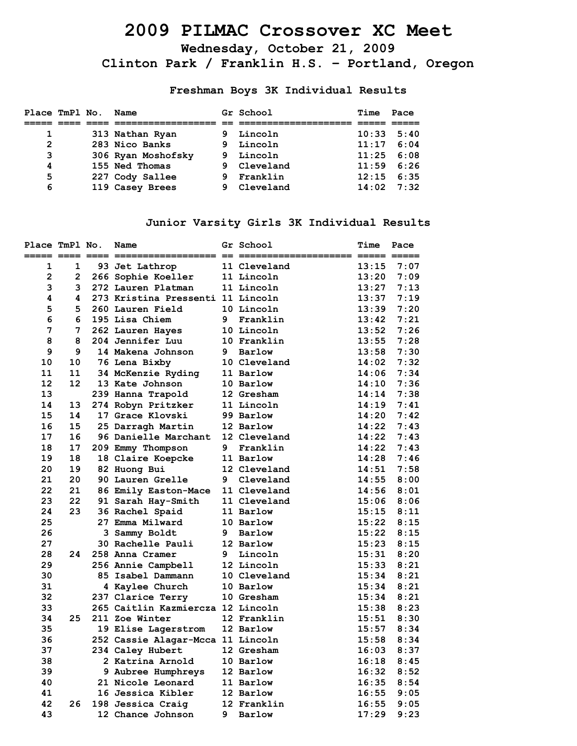# 2009 PILMAC Crossover XC Meet

### Wednesday, October 21, 2009

### Clinton Park / Franklin H.S. - Portland, Oregon

## Freshman Boys 3K Individual Results

| Place | TmPl | No. | Name | Gr | School | Time | Pace |
|---|---|---|---|---|---|---|---|
| 1 | | 313 | Nathan Ryan | 9 | Lincoln | 10:33 | 5:40 |
| 2 | | 283 | Nico Banks | 9 | Lincoln | 11:17 | 6:04 |
| 3 | | 306 | Ryan Moshofsky | 9 | Lincoln | 11:25 | 6:08 |
| 4 | | 155 | Ned Thomas | 9 | Cleveland | 11:59 | 6:26 |
| 5 | | 227 | Cody Sallee | 9 | Franklin | 12:15 | 6:35 |
| 6 | | 119 | Casey Brees | 9 | Cleveland | 14:02 | 7:32 |

## Junior Varsity Girls 3K Individual Results

| Place | TmPl | No. | Name | Gr | School | Time | Pace |
|---|---|---|---|---|---|---|---|
| 1 | 1 | 93 | Jet Lathrop | 11 | Cleveland | 13:15 | 7:07 |
| 2 | 2 | 266 | Sophie Koeller | 11 | Lincoln | 13:20 | 7:09 |
| 3 | 3 | 272 | Lauren Platman | 11 | Lincoln | 13:27 | 7:13 |
| 4 | 4 | 273 | Kristina Pressenti | 11 | Lincoln | 13:37 | 7:19 |
| 5 | 5 | 260 | Lauren Field | 10 | Lincoln | 13:39 | 7:20 |
| 6 | 6 | 195 | Lisa Chiem | 9 | Franklin | 13:42 | 7:21 |
| 7 | 7 | 262 | Lauren Hayes | 10 | Lincoln | 13:52 | 7:26 |
| 8 | 8 | 204 | Jennifer Luu | 10 | Franklin | 13:55 | 7:28 |
| 9 | 9 | 14 | Makena Johnson | 9 | Barlow | 13:58 | 7:30 |
| 10 | 10 | 76 | Lena Bixby | 10 | Cleveland | 14:02 | 7:32 |
| 11 | 11 | 34 | McKenzie Ryding | 11 | Barlow | 14:06 | 7:34 |
| 12 | 12 | 13 | Kate Johnson | 10 | Barlow | 14:10 | 7:36 |
| 13 | | 239 | Hanna Trapold | 12 | Gresham | 14:14 | 7:38 |
| 14 | 13 | 274 | Robyn Pritzker | 11 | Lincoln | 14:19 | 7:41 |
| 15 | 14 | 17 | Grace Klovski | 99 | Barlow | 14:20 | 7:42 |
| 16 | 15 | 25 | Darragh Martin | 12 | Barlow | 14:22 | 7:43 |
| 17 | 16 | 96 | Danielle Marchant | 12 | Cleveland | 14:22 | 7:43 |
| 18 | 17 | 209 | Emmy Thompson | 9 | Franklin | 14:22 | 7:43 |
| 19 | 18 | 18 | Claire Koepcke | 11 | Barlow | 14:28 | 7:46 |
| 20 | 19 | 82 | Huong Bui | 12 | Cleveland | 14:51 | 7:58 |
| 21 | 20 | 90 | Lauren Grelle | 9 | Cleveland | 14:55 | 8:00 |
| 22 | 21 | 86 | Emily Easton-Mace | 11 | Cleveland | 14:56 | 8:01 |
| 23 | 22 | 91 | Sarah Hay-Smith | 11 | Cleveland | 15:06 | 8:06 |
| 24 | 23 | 36 | Rachel Spaid | 11 | Barlow | 15:15 | 8:11 |
| 25 | | 27 | Emma Milward | 10 | Barlow | 15:22 | 8:15 |
| 26 | | 3 | Sammy Boldt | 9 | Barlow | 15:22 | 8:15 |
| 27 | | 30 | Rachelle Pauli | 12 | Barlow | 15:23 | 8:15 |
| 28 | 24 | 258 | Anna Cramer | 9 | Lincoln | 15:31 | 8:20 |
| 29 | | 256 | Annie Campbell | 12 | Lincoln | 15:33 | 8:21 |
| 30 | | 85 | Isabel Dammann | 10 | Cleveland | 15:34 | 8:21 |
| 31 | | 4 | Kaylee Church | 10 | Barlow | 15:34 | 8:21 |
| 32 | | 237 | Clarice Terry | 10 | Gresham | 15:34 | 8:21 |
| 33 | | 265 | Caitlin Kazmiercza | 12 | Lincoln | 15:38 | 8:23 |
| 34 | 25 | 211 | Zoe Winter | 12 | Franklin | 15:51 | 8:30 |
| 35 | | 19 | Elise Lagerstrom | 12 | Barlow | 15:57 | 8:34 |
| 36 | | 252 | Cassie Alagar-Mcca | 11 | Lincoln | 15:58 | 8:34 |
| 37 | | 234 | Caley Hubert | 12 | Gresham | 16:03 | 8:37 |
| 38 | | 2 | Katrina Arnold | 10 | Barlow | 16:18 | 8:45 |
| 39 | | 9 | Aubree Humphreys | 12 | Barlow | 16:32 | 8:52 |
| 40 | | 21 | Nicole Leonard | 11 | Barlow | 16:35 | 8:54 |
| 41 | | 16 | Jessica Kibler | 12 | Barlow | 16:55 | 9:05 |
| 42 | 26 | 198 | Jessica Craig | 12 | Franklin | 16:55 | 9:05 |
| 43 | | 12 | Chance Johnson | 9 | Barlow | 17:29 | 9:23 |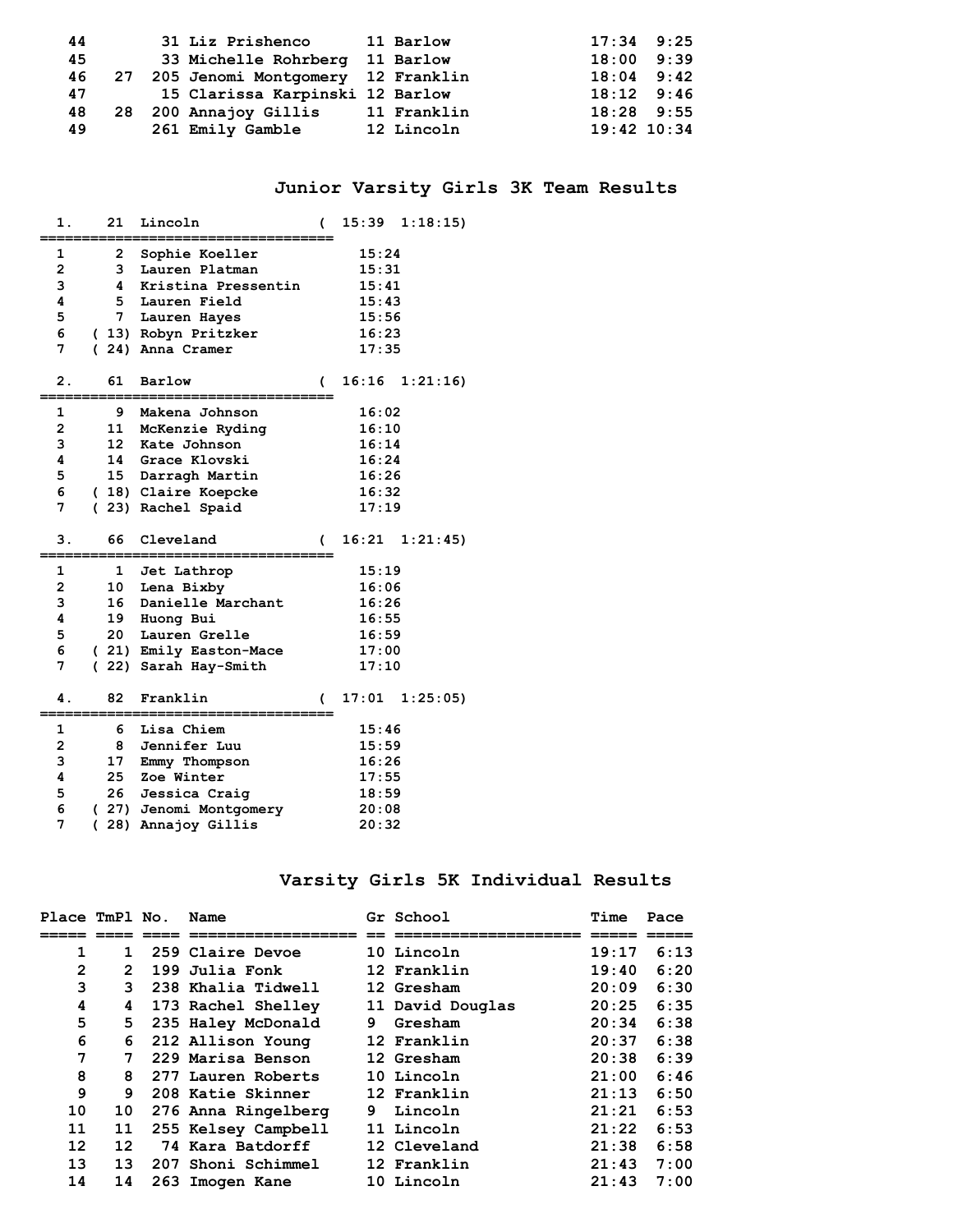| Place | TmPl | No. | Name | Gr | School | Time | Pace |
|---|---|---|---|---|---|---|---|
| 44 | | 31 | Liz Prishenco | 11 | Barlow | 17:34 | 9:25 |
| 45 | | 33 | Michelle Rohrberg | 11 | Barlow | 18:00 | 9:39 |
| 46 | 27 | 205 | Jenomi Montgomery | 12 | Franklin | 18:04 | 9:42 |
| 47 | | 15 | Clarissa Karpinski | 12 | Barlow | 18:12 | 9:46 |
| 48 | 28 | 200 | Annajoy Gillis | 11 | Franklin | 18:28 | 9:55 |
| 49 | | 261 | Emily Gamble | 12 | Lincoln | 19:42 | 10:34 |

## Junior Varsity Girls 3K Team Results

**1. 21 Lincoln ( 15:39 1:18:15)**

| | | Name | Time |
|---|---|---|---|
| 1 | 2 | Sophie Koeller | 15:24 |
| 2 | 3 | Lauren Platman | 15:31 |
| 3 | 4 | Kristina Pressentin | 15:41 |
| 4 | 5 | Lauren Field | 15:43 |
| 5 | 7 | Lauren Hayes | 15:56 |
| 6 | ( 13) | Robyn Pritzker | 16:23 |
| 7 | ( 24) | Anna Cramer | 17:35 |

**2. 61 Barlow ( 16:16 1:21:16)**

| | | Name | Time |
|---|---|---|---|
| 1 | 9 | Makena Johnson | 16:02 |
| 2 | 11 | McKenzie Ryding | 16:10 |
| 3 | 12 | Kate Johnson | 16:14 |
| 4 | 14 | Grace Klovski | 16:24 |
| 5 | 15 | Darragh Martin | 16:26 |
| 6 | ( 18) | Claire Koepcke | 16:32 |
| 7 | ( 23) | Rachel Spaid | 17:19 |

**3. 66 Cleveland ( 16:21 1:21:45)**

| | | Name | Time |
|---|---|---|---|
| 1 | 1 | Jet Lathrop | 15:19 |
| 2 | 10 | Lena Bixby | 16:06 |
| 3 | 16 | Danielle Marchant | 16:26 |
| 4 | 19 | Huong Bui | 16:55 |
| 5 | 20 | Lauren Grelle | 16:59 |
| 6 | ( 21) | Emily Easton-Mace | 17:00 |
| 7 | ( 22) | Sarah Hay-Smith | 17:10 |

**4. 82 Franklin ( 17:01 1:25:05)**

| | | Name | Time |
|---|---|---|---|
| 1 | 6 | Lisa Chiem | 15:46 |
| 2 | 8 | Jennifer Luu | 15:59 |
| 3 | 17 | Emmy Thompson | 16:26 |
| 4 | 25 | Zoe Winter | 17:55 |
| 5 | 26 | Jessica Craig | 18:59 |
| 6 | ( 27) | Jenomi Montgomery | 20:08 |
| 7 | ( 28) | Annajoy Gillis | 20:32 |

## Varsity Girls 5K Individual Results

| Place | TmPl | No. | Name | Gr | School | Time | Pace |
|---|---|---|---|---|---|---|---|
| 1 | 1 | 259 | Claire Devoe | 10 | Lincoln | 19:17 | 6:13 |
| 2 | 2 | 199 | Julia Fonk | 12 | Franklin | 19:40 | 6:20 |
| 3 | 3 | 238 | Khalia Tidwell | 12 | Gresham | 20:09 | 6:30 |
| 4 | 4 | 173 | Rachel Shelley | 11 | David Douglas | 20:25 | 6:35 |
| 5 | 5 | 235 | Haley McDonald | 9 | Gresham | 20:34 | 6:38 |
| 6 | 6 | 212 | Allison Young | 12 | Franklin | 20:37 | 6:38 |
| 7 | 7 | 229 | Marisa Benson | 12 | Gresham | 20:38 | 6:39 |
| 8 | 8 | 277 | Lauren Roberts | 10 | Lincoln | 21:00 | 6:46 |
| 9 | 9 | 208 | Katie Skinner | 12 | Franklin | 21:13 | 6:50 |
| 10 | 10 | 276 | Anna Ringelberg | 9 | Lincoln | 21:21 | 6:53 |
| 11 | 11 | 255 | Kelsey Campbell | 11 | Lincoln | 21:22 | 6:53 |
| 12 | 12 | 74 | Kara Batdorff | 12 | Cleveland | 21:38 | 6:58 |
| 13 | 13 | 207 | Shoni Schimmel | 12 | Franklin | 21:43 | 7:00 |
| 14 | 14 | 263 | Imogen Kane | 10 | Lincoln | 21:43 | 7:00 |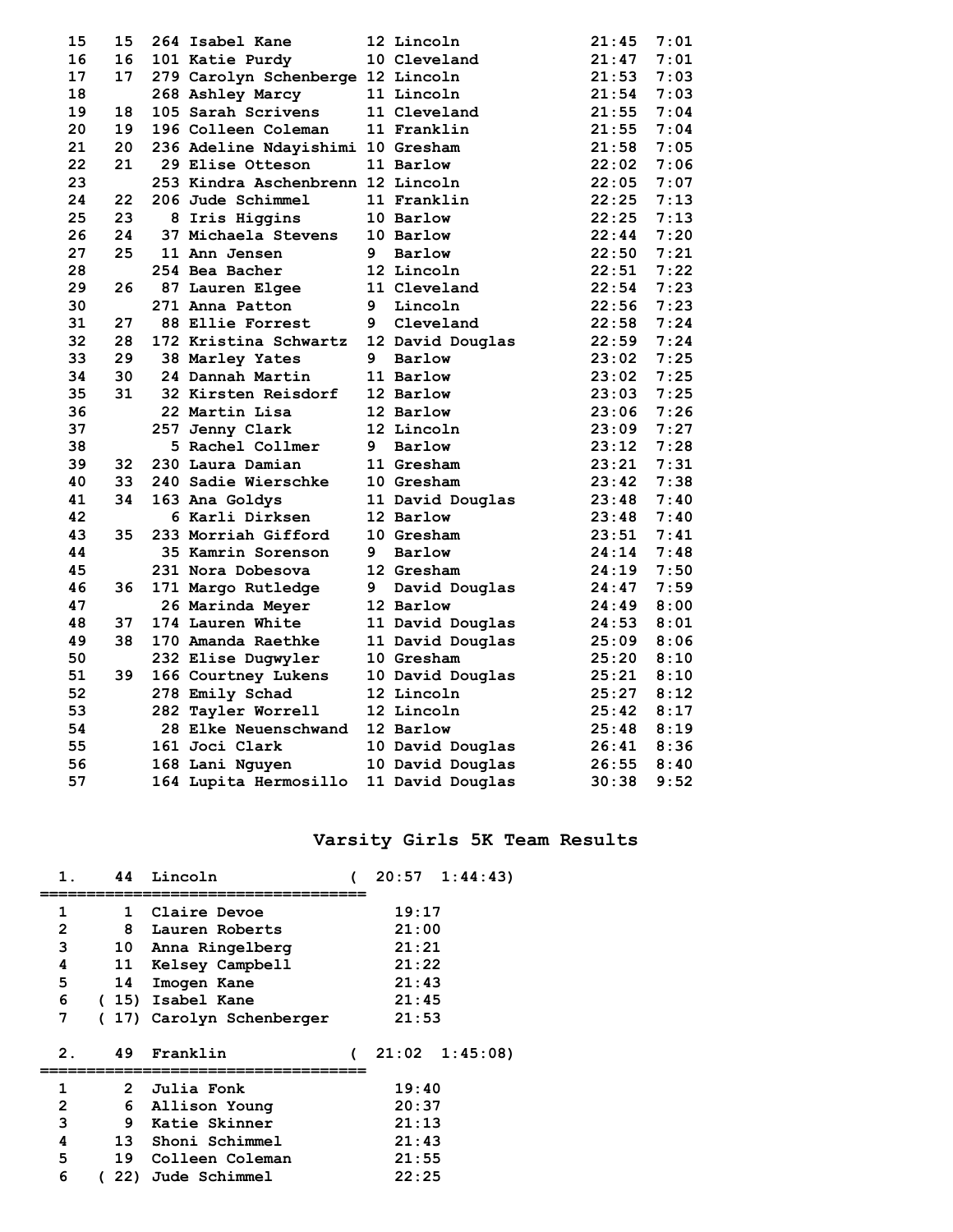| Place | Team Place | # | Name | Yr | School | Time | Pace |
|---|---|---|---|---|---|---|---|
| 15 | 15 | 264 | Isabel Kane | 12 | Lincoln | 21:45 | 7:01 |
| 16 | 16 | 101 | Katie Purdy | 10 | Cleveland | 21:47 | 7:01 |
| 17 | 17 | 279 | Carolyn Schenberge | 12 | Lincoln | 21:53 | 7:03 |
| 18 | | 268 | Ashley Marcy | 11 | Lincoln | 21:54 | 7:03 |
| 19 | 18 | 105 | Sarah Scrivens | 11 | Cleveland | 21:55 | 7:04 |
| 20 | 19 | 196 | Colleen Coleman | 11 | Franklin | 21:55 | 7:04 |
| 21 | 20 | 236 | Adeline Ndayishimi | 10 | Gresham | 21:58 | 7:05 |
| 22 | 21 | 29 | Elise Otteson | 11 | Barlow | 22:02 | 7:06 |
| 23 | | 253 | Kindra Aschenbrenn | 12 | Lincoln | 22:05 | 7:07 |
| 24 | 22 | 206 | Jude Schimmel | 11 | Franklin | 22:25 | 7:13 |
| 25 | 23 | 8 | Iris Higgins | 10 | Barlow | 22:25 | 7:13 |
| 26 | 24 | 37 | Michaela Stevens | 10 | Barlow | 22:44 | 7:20 |
| 27 | 25 | 11 | Ann Jensen | 9 | Barlow | 22:50 | 7:21 |
| 28 | | 254 | Bea Bacher | 12 | Lincoln | 22:51 | 7:22 |
| 29 | 26 | 87 | Lauren Elgee | 11 | Cleveland | 22:54 | 7:23 |
| 30 | | 271 | Anna Patton | 9 | Lincoln | 22:56 | 7:23 |
| 31 | 27 | 88 | Ellie Forrest | 9 | Cleveland | 22:58 | 7:24 |
| 32 | 28 | 172 | Kristina Schwartz | 12 | David Douglas | 22:59 | 7:24 |
| 33 | 29 | 38 | Marley Yates | 9 | Barlow | 23:02 | 7:25 |
| 34 | 30 | 24 | Dannah Martin | 11 | Barlow | 23:02 | 7:25 |
| 35 | 31 | 32 | Kirsten Reisdorf | 12 | Barlow | 23:03 | 7:25 |
| 36 | | 22 | Martin Lisa | 12 | Barlow | 23:06 | 7:26 |
| 37 | | 257 | Jenny Clark | 12 | Lincoln | 23:09 | 7:27 |
| 38 | | 5 | Rachel Collmer | 9 | Barlow | 23:12 | 7:28 |
| 39 | 32 | 230 | Laura Damian | 11 | Gresham | 23:21 | 7:31 |
| 40 | 33 | 240 | Sadie Wierschke | 10 | Gresham | 23:42 | 7:38 |
| 41 | 34 | 163 | Ana Goldys | 11 | David Douglas | 23:48 | 7:40 |
| 42 | | 6 | Karli Dirksen | 12 | Barlow | 23:48 | 7:40 |
| 43 | 35 | 233 | Morriah Gifford | 10 | Gresham | 23:51 | 7:41 |
| 44 | | 35 | Kamrin Sorenson | 9 | Barlow | 24:14 | 7:48 |
| 45 | | 231 | Nora Dobesova | 12 | Gresham | 24:19 | 7:50 |
| 46 | 36 | 171 | Margo Rutledge | 9 | David Douglas | 24:47 | 7:59 |
| 47 | | 26 | Marinda Meyer | 12 | Barlow | 24:49 | 8:00 |
| 48 | 37 | 174 | Lauren White | 11 | David Douglas | 24:53 | 8:01 |
| 49 | 38 | 170 | Amanda Raethke | 11 | David Douglas | 25:09 | 8:06 |
| 50 | | 232 | Elise Dugwyler | 10 | Gresham | 25:20 | 8:10 |
| 51 | 39 | 166 | Courtney Lukens | 10 | David Douglas | 25:21 | 8:10 |
| 52 | | 278 | Emily Schad | 12 | Lincoln | 25:27 | 8:12 |
| 53 | | 282 | Tayler Worrell | 12 | Lincoln | 25:42 | 8:17 |
| 54 | | 28 | Elke Neuenschwand | 12 | Barlow | 25:48 | 8:19 |
| 55 | | 161 | Joci Clark | 10 | David Douglas | 26:41 | 8:36 |
| 56 | | 168 | Lani Nguyen | 10 | David Douglas | 26:55 | 8:40 |
| 57 | | 164 | Lupita Hermosillo | 11 | David Douglas | 30:38 | 9:52 |

## Varsity Girls 5K Team Results

**1. 44 Lincoln ( 20:57 1:44:43)**

| | Place | Name | Time |
|---|---|---|---|
| 1 | 1 | Claire Devoe | 19:17 |
| 2 | 8 | Lauren Roberts | 21:00 |
| 3 | 10 | Anna Ringelberg | 21:21 |
| 4 | 11 | Kelsey Campbell | 21:22 |
| 5 | 14 | Imogen Kane | 21:43 |
| 6 | ( 15) | Isabel Kane | 21:45 |
| 7 | ( 17) | Carolyn Schenberger | 21:53 |

**2. 49 Franklin ( 21:02 1:45:08)**

| | Place | Name | Time |
|---|---|---|---|
| 1 | 2 | Julia Fonk | 19:40 |
| 2 | 6 | Allison Young | 20:37 |
| 3 | 9 | Katie Skinner | 21:13 |
| 4 | 13 | Shoni Schimmel | 21:43 |
| 5 | 19 | Colleen Coleman | 21:55 |
| 6 | ( 22) | Jude Schimmel | 22:25 |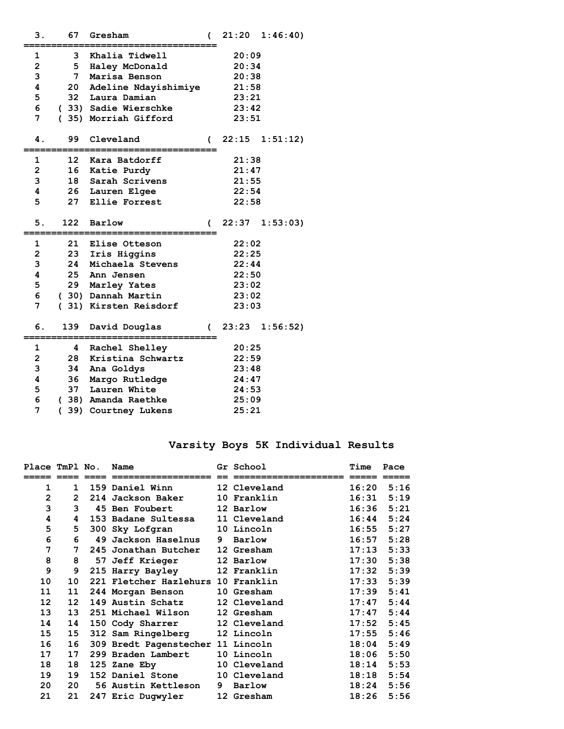**3. 67 Gresham ( 21:20 1:46:40)**

| | | | |
|---|---|---|---|
| 1 | 3 | Khalia Tidwell | 20:09 |
| 2 | 5 | Haley McDonald | 20:34 |
| 3 | 7 | Marisa Benson | 20:38 |
| 4 | 20 | Adeline Ndayishimiye | 21:58 |
| 5 | 32 | Laura Damian | 23:21 |
| 6 | ( 33) | Sadie Wierschke | 23:42 |
| 7 | ( 35) | Morriah Gifford | 23:51 |

**4. 99 Cleveland ( 22:15 1:51:12)**

| | | | |
|---|---|---|---|
| 1 | 12 | Kara Batdorff | 21:38 |
| 2 | 16 | Katie Purdy | 21:47 |
| 3 | 18 | Sarah Scrivens | 21:55 |
| 4 | 26 | Lauren Elgee | 22:54 |
| 5 | 27 | Ellie Forrest | 22:58 |

**5. 122 Barlow ( 22:37 1:53:03)**

| | | | |
|---|---|---|---|
| 1 | 21 | Elise Otteson | 22:02 |
| 2 | 23 | Iris Higgins | 22:25 |
| 3 | 24 | Michaela Stevens | 22:44 |
| 4 | 25 | Ann Jensen | 22:50 |
| 5 | 29 | Marley Yates | 23:02 |
| 6 | ( 30) | Dannah Martin | 23:02 |
| 7 | ( 31) | Kirsten Reisdorf | 23:03 |

**6. 139 David Douglas ( 23:23 1:56:52)**

| | | | |
|---|---|---|---|
| 1 | 4 | Rachel Shelley | 20:25 |
| 2 | 28 | Kristina Schwartz | 22:59 |
| 3 | 34 | Ana Goldys | 23:48 |
| 4 | 36 | Margo Rutledge | 24:47 |
| 5 | 37 | Lauren White | 24:53 |
| 6 | ( 38) | Amanda Raethke | 25:09 |
| 7 | ( 39) | Courtney Lukens | 25:21 |

## Varsity Boys 5K Individual Results

| Place | TmPl | No. | Name | Gr | School | Time | Pace |
|---|---|---|---|---|---|---|---|
| 1 | 1 | 159 | Daniel Winn | 12 | Cleveland | 16:20 | 5:16 |
| 2 | 2 | 214 | Jackson Baker | 10 | Franklin | 16:31 | 5:19 |
| 3 | 3 | 45 | Ben Foubert | 12 | Barlow | 16:36 | 5:21 |
| 4 | 4 | 153 | Badane Sultessa | 11 | Cleveland | 16:44 | 5:24 |
| 5 | 5 | 300 | Sky Lofgran | 10 | Lincoln | 16:55 | 5:27 |
| 6 | 6 | 49 | Jackson Haselnus | 9 | Barlow | 16:57 | 5:28 |
| 7 | 7 | 245 | Jonathan Butcher | 12 | Gresham | 17:13 | 5:33 |
| 8 | 8 | 57 | Jeff Krieger | 12 | Barlow | 17:30 | 5:38 |
| 9 | 9 | 215 | Harry Bayley | 12 | Franklin | 17:32 | 5:39 |
| 10 | 10 | 221 | Fletcher Hazlehurs | 10 | Franklin | 17:33 | 5:39 |
| 11 | 11 | 244 | Morgan Benson | 10 | Gresham | 17:39 | 5:41 |
| 12 | 12 | 149 | Austin Schatz | 12 | Cleveland | 17:47 | 5:44 |
| 13 | 13 | 251 | Michael Wilson | 12 | Gresham | 17:47 | 5:44 |
| 14 | 14 | 150 | Cody Sharrer | 12 | Cleveland | 17:52 | 5:45 |
| 15 | 15 | 312 | Sam Ringelberg | 12 | Lincoln | 17:55 | 5:46 |
| 16 | 16 | 309 | Bredt Pagenstecher | 11 | Lincoln | 18:04 | 5:49 |
| 17 | 17 | 299 | Braden Lambert | 10 | Lincoln | 18:06 | 5:50 |
| 18 | 18 | 125 | Zane Eby | 10 | Cleveland | 18:14 | 5:53 |
| 19 | 19 | 152 | Daniel Stone | 10 | Cleveland | 18:18 | 5:54 |
| 20 | 20 | 56 | Austin Kettleson | 9 | Barlow | 18:24 | 5:56 |
| 21 | 21 | 247 | Eric Dugwyler | 12 | Gresham | 18:26 | 5:56 |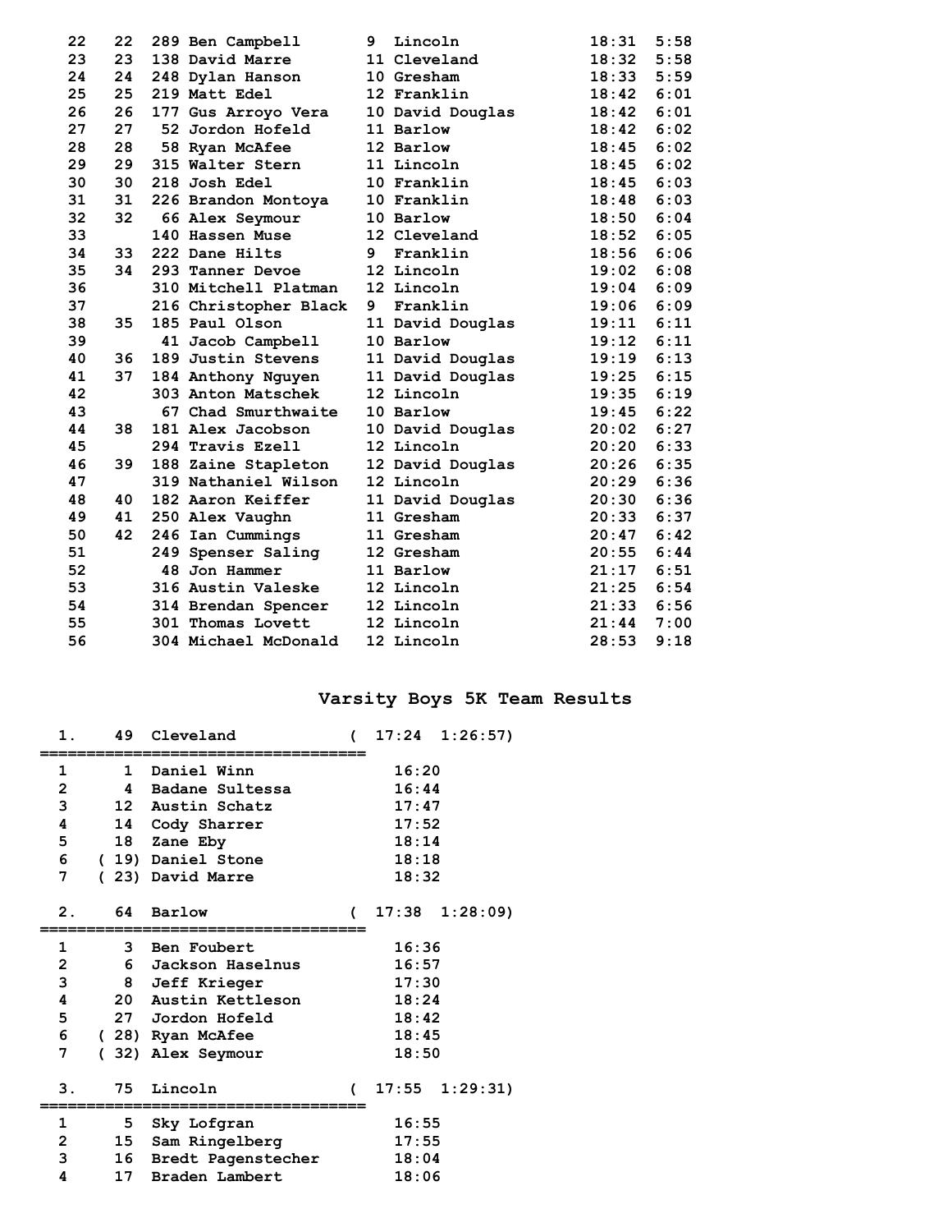| Place | Team Place | Bib | Name | Yr | School | Time | Pace |
|---|---|---|---|---|---|---|---|
| 22 | 22 | 289 | Ben Campbell | 9 | Lincoln | 18:31 | 5:58 |
| 23 | 23 | 138 | David Marre | 11 | Cleveland | 18:32 | 5:58 |
| 24 | 24 | 248 | Dylan Hanson | 10 | Gresham | 18:33 | 5:59 |
| 25 | 25 | 219 | Matt Edel | 12 | Franklin | 18:42 | 6:01 |
| 26 | 26 | 177 | Gus Arroyo Vera | 10 | David Douglas | 18:42 | 6:01 |
| 27 | 27 | 52 | Jordon Hofeld | 11 | Barlow | 18:42 | 6:02 |
| 28 | 28 | 58 | Ryan McAfee | 12 | Barlow | 18:45 | 6:02 |
| 29 | 29 | 315 | Walter Stern | 11 | Lincoln | 18:45 | 6:02 |
| 30 | 30 | 218 | Josh Edel | 10 | Franklin | 18:45 | 6:03 |
| 31 | 31 | 226 | Brandon Montoya | 10 | Franklin | 18:48 | 6:03 |
| 32 | 32 | 66 | Alex Seymour | 10 | Barlow | 18:50 | 6:04 |
| 33 | | 140 | Hassen Muse | 12 | Cleveland | 18:52 | 6:05 |
| 34 | 33 | 222 | Dane Hilts | 9 | Franklin | 18:56 | 6:06 |
| 35 | 34 | 293 | Tanner Devoe | 12 | Lincoln | 19:02 | 6:08 |
| 36 | | 310 | Mitchell Platman | 12 | Lincoln | 19:04 | 6:09 |
| 37 | | 216 | Christopher Black | 9 | Franklin | 19:06 | 6:09 |
| 38 | 35 | 185 | Paul Olson | 11 | David Douglas | 19:11 | 6:11 |
| 39 | | 41 | Jacob Campbell | 10 | Barlow | 19:12 | 6:11 |
| 40 | 36 | 189 | Justin Stevens | 11 | David Douglas | 19:19 | 6:13 |
| 41 | 37 | 184 | Anthony Nguyen | 11 | David Douglas | 19:25 | 6:15 |
| 42 | | 303 | Anton Matschek | 12 | Lincoln | 19:35 | 6:19 |
| 43 | | 67 | Chad Smurthwaite | 10 | Barlow | 19:45 | 6:22 |
| 44 | 38 | 181 | Alex Jacobson | 10 | David Douglas | 20:02 | 6:27 |
| 45 | | 294 | Travis Ezell | 12 | Lincoln | 20:20 | 6:33 |
| 46 | 39 | 188 | Zaine Stapleton | 12 | David Douglas | 20:26 | 6:35 |
| 47 | | 319 | Nathaniel Wilson | 12 | Lincoln | 20:29 | 6:36 |
| 48 | 40 | 182 | Aaron Keiffer | 11 | David Douglas | 20:30 | 6:36 |
| 49 | 41 | 250 | Alex Vaughn | 11 | Gresham | 20:33 | 6:37 |
| 50 | 42 | 246 | Ian Cummings | 11 | Gresham | 20:47 | 6:42 |
| 51 | | 249 | Spenser Saling | 12 | Gresham | 20:55 | 6:44 |
| 52 | | 48 | Jon Hammer | 11 | Barlow | 21:17 | 6:51 |
| 53 | | 316 | Austin Valeske | 12 | Lincoln | 21:25 | 6:54 |
| 54 | | 314 | Brendan Spencer | 12 | Lincoln | 21:33 | 6:56 |
| 55 | | 301 | Thomas Lovett | 12 | Lincoln | 21:44 | 7:00 |
| 56 | | 304 | Michael McDonald | 12 | Lincoln | 28:53 | 9:18 |

## Varsity Boys 5K Team Results

**1. 49 Cleveland ( 17:24 1:26:57)**

| | Place | Name | Time |
|---|---|---|---|
| 1 | 1 | Daniel Winn | 16:20 |
| 2 | 4 | Badane Sultessa | 16:44 |
| 3 | 12 | Austin Schatz | 17:47 |
| 4 | 14 | Cody Sharrer | 17:52 |
| 5 | 18 | Zane Eby | 18:14 |
| 6 | ( 19) | Daniel Stone | 18:18 |
| 7 | ( 23) | David Marre | 18:32 |

**2. 64 Barlow ( 17:38 1:28:09)**

| | Place | Name | Time |
|---|---|---|---|
| 1 | 3 | Ben Foubert | 16:36 |
| 2 | 6 | Jackson Haselnus | 16:57 |
| 3 | 8 | Jeff Krieger | 17:30 |
| 4 | 20 | Austin Kettleson | 18:24 |
| 5 | 27 | Jordon Hofeld | 18:42 |
| 6 | ( 28) | Ryan McAfee | 18:45 |
| 7 | ( 32) | Alex Seymour | 18:50 |

**3. 75 Lincoln ( 17:55 1:29:31)**

| | Place | Name | Time |
|---|---|---|---|
| 1 | 5 | Sky Lofgran | 16:55 |
| 2 | 15 | Sam Ringelberg | 17:55 |
| 3 | 16 | Bredt Pagenstecher | 18:04 |
| 4 | 17 | Braden Lambert | 18:06 |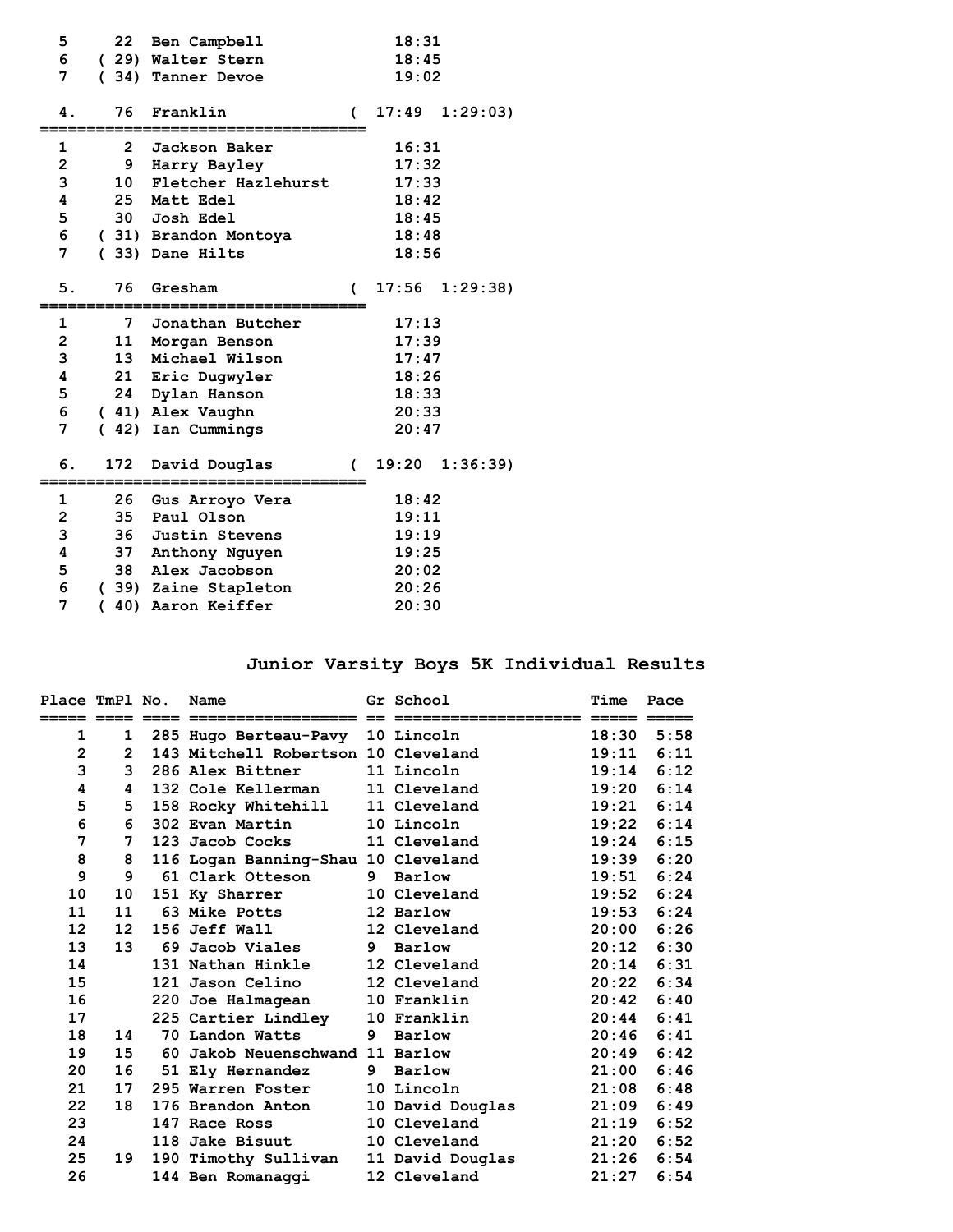| | | | |
|---|---|---|---|
| 5 | 22 | Ben Campbell | 18:31 |
| 6 | ( 29) | Walter Stern | 18:45 |
| 7 | ( 34) | Tanner Devoe | 19:02 |

**4. 76 Franklin ( 17:49 1:29:03)**

| | | | |
|---|---|---|---|
| 1 | 2 | Jackson Baker | 16:31 |
| 2 | 9 | Harry Bayley | 17:32 |
| 3 | 10 | Fletcher Hazlehurst | 17:33 |
| 4 | 25 | Matt Edel | 18:42 |
| 5 | 30 | Josh Edel | 18:45 |
| 6 | ( 31) | Brandon Montoya | 18:48 |
| 7 | ( 33) | Dane Hilts | 18:56 |

**5. 76 Gresham ( 17:56 1:29:38)**

| | | | |
|---|---|---|---|
| 1 | 7 | Jonathan Butcher | 17:13 |
| 2 | 11 | Morgan Benson | 17:39 |
| 3 | 13 | Michael Wilson | 17:47 |
| 4 | 21 | Eric Dugwyler | 18:26 |
| 5 | 24 | Dylan Hanson | 18:33 |
| 6 | ( 41) | Alex Vaughn | 20:33 |
| 7 | ( 42) | Ian Cummings | 20:47 |

**6. 172 David Douglas ( 19:20 1:36:39)**

| | | | |
|---|---|---|---|
| 1 | 26 | Gus Arroyo Vera | 18:42 |
| 2 | 35 | Paul Olson | 19:11 |
| 3 | 36 | Justin Stevens | 19:19 |
| 4 | 37 | Anthony Nguyen | 19:25 |
| 5 | 38 | Alex Jacobson | 20:02 |
| 6 | ( 39) | Zaine Stapleton | 20:26 |
| 7 | ( 40) | Aaron Keiffer | 20:30 |

## Junior Varsity Boys 5K Individual Results

| Place | TmPl | No. | Name | Gr | School | Time | Pace |
|---|---|---|---|---|---|---|---|
| 1 | 1 | 285 | Hugo Berteau-Pavy | 10 | Lincoln | 18:30 | 5:58 |
| 2 | 2 | 143 | Mitchell Robertson | 10 | Cleveland | 19:11 | 6:11 |
| 3 | 3 | 286 | Alex Bittner | 11 | Lincoln | 19:14 | 6:12 |
| 4 | 4 | 132 | Cole Kellerman | 11 | Cleveland | 19:20 | 6:14 |
| 5 | 5 | 158 | Rocky Whitehill | 11 | Cleveland | 19:21 | 6:14 |
| 6 | 6 | 302 | Evan Martin | 10 | Lincoln | 19:22 | 6:14 |
| 7 | 7 | 123 | Jacob Cocks | 11 | Cleveland | 19:24 | 6:15 |
| 8 | 8 | 116 | Logan Banning-Shau | 10 | Cleveland | 19:39 | 6:20 |
| 9 | 9 | 61 | Clark Otteson | 9 | Barlow | 19:51 | 6:24 |
| 10 | 10 | 151 | Ky Sharrer | 10 | Cleveland | 19:52 | 6:24 |
| 11 | 11 | 63 | Mike Potts | 12 | Barlow | 19:53 | 6:24 |
| 12 | 12 | 156 | Jeff Wall | 12 | Cleveland | 20:00 | 6:26 |
| 13 | 13 | 69 | Jacob Viales | 9 | Barlow | 20:12 | 6:30 |
| 14 | | 131 | Nathan Hinkle | 12 | Cleveland | 20:14 | 6:31 |
| 15 | | 121 | Jason Celino | 12 | Cleveland | 20:22 | 6:34 |
| 16 | | 220 | Joe Halmagean | 10 | Franklin | 20:42 | 6:40 |
| 17 | | 225 | Cartier Lindley | 10 | Franklin | 20:44 | 6:41 |
| 18 | 14 | 70 | Landon Watts | 9 | Barlow | 20:46 | 6:41 |
| 19 | 15 | 60 | Jakob Neuenschwand | 11 | Barlow | 20:49 | 6:42 |
| 20 | 16 | 51 | Ely Hernandez | 9 | Barlow | 21:00 | 6:46 |
| 21 | 17 | 295 | Warren Foster | 10 | Lincoln | 21:08 | 6:48 |
| 22 | 18 | 176 | Brandon Anton | 10 | David Douglas | 21:09 | 6:49 |
| 23 | | 147 | Race Ross | 10 | Cleveland | 21:19 | 6:52 |
| 24 | | 118 | Jake Bisuut | 10 | Cleveland | 21:20 | 6:52 |
| 25 | 19 | 190 | Timothy Sullivan | 11 | David Douglas | 21:26 | 6:54 |
| 26 | | 144 | Ben Romanaggi | 12 | Cleveland | 21:27 | 6:54 |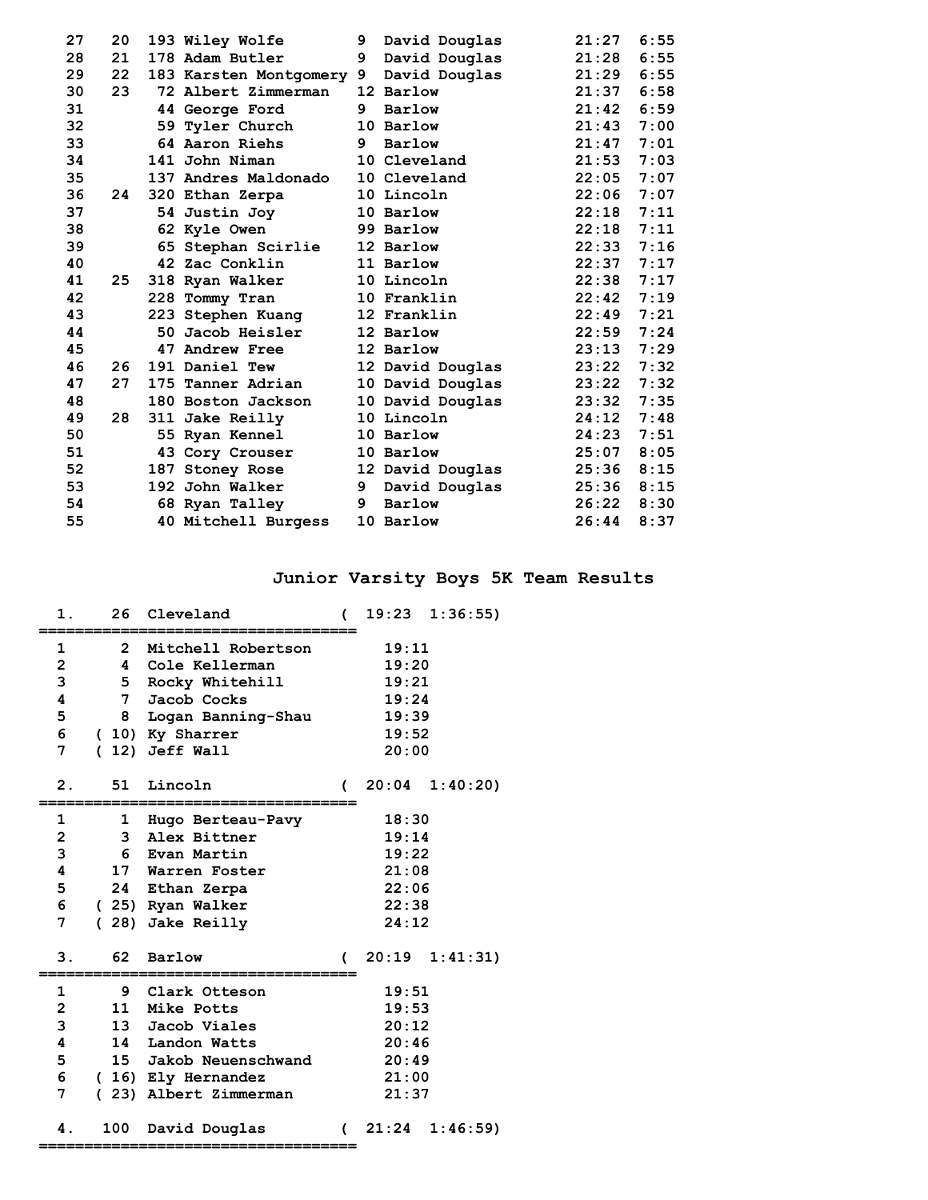| Place | Team Place | Bib | Name | Yr | School | Time | Pace |
|---|---|---|---|---|---|---|---|
| 27 | 20 | 193 | Wiley Wolfe | 9 | David Douglas | 21:27 | 6:55 |
| 28 | 21 | 178 | Adam Butler | 9 | David Douglas | 21:28 | 6:55 |
| 29 | 22 | 183 | Karsten Montgomery | 9 | David Douglas | 21:29 | 6:55 |
| 30 | 23 | 72 | Albert Zimmerman | 12 | Barlow | 21:37 | 6:58 |
| 31 | | 44 | George Ford | 9 | Barlow | 21:42 | 6:59 |
| 32 | | 59 | Tyler Church | 10 | Barlow | 21:43 | 7:00 |
| 33 | | 64 | Aaron Riehs | 9 | Barlow | 21:47 | 7:01 |
| 34 | | 141 | John Niman | 10 | Cleveland | 21:53 | 7:03 |
| 35 | | 137 | Andres Maldonado | 10 | Cleveland | 22:05 | 7:07 |
| 36 | 24 | 320 | Ethan Zerpa | 10 | Lincoln | 22:06 | 7:07 |
| 37 | | 54 | Justin Joy | 10 | Barlow | 22:18 | 7:11 |
| 38 | | 62 | Kyle Owen | 99 | Barlow | 22:18 | 7:11 |
| 39 | | 65 | Stephan Scirlie | 12 | Barlow | 22:33 | 7:16 |
| 40 | | 42 | Zac Conklin | 11 | Barlow | 22:37 | 7:17 |
| 41 | 25 | 318 | Ryan Walker | 10 | Lincoln | 22:38 | 7:17 |
| 42 | | 228 | Tommy Tran | 10 | Franklin | 22:42 | 7:19 |
| 43 | | 223 | Stephen Kuang | 12 | Franklin | 22:49 | 7:21 |
| 44 | | 50 | Jacob Heisler | 12 | Barlow | 22:59 | 7:24 |
| 45 | | 47 | Andrew Free | 12 | Barlow | 23:13 | 7:29 |
| 46 | 26 | 191 | Daniel Tew | 12 | David Douglas | 23:22 | 7:32 |
| 47 | 27 | 175 | Tanner Adrian | 10 | David Douglas | 23:22 | 7:32 |
| 48 | | 180 | Boston Jackson | 10 | David Douglas | 23:32 | 7:35 |
| 49 | 28 | 311 | Jake Reilly | 10 | Lincoln | 24:12 | 7:48 |
| 50 | | 55 | Ryan Kennel | 10 | Barlow | 24:23 | 7:51 |
| 51 | | 43 | Cory Crouser | 10 | Barlow | 25:07 | 8:05 |
| 52 | | 187 | Stoney Rose | 12 | David Douglas | 25:36 | 8:15 |
| 53 | | 192 | John Walker | 9 | David Douglas | 25:36 | 8:15 |
| 54 | | 68 | Ryan Talley | 9 | Barlow | 26:22 | 8:30 |
| 55 | | 40 | Mitchell Burgess | 10 | Barlow | 26:44 | 8:37 |

## Junior Varsity Boys 5K Team Results

**1. 26 Cleveland ( 19:23 1:36:55)**

| | Place | Name | Time |
|---|---|---|---|
| 1 | 2 | Mitchell Robertson | 19:11 |
| 2 | 4 | Cole Kellerman | 19:20 |
| 3 | 5 | Rocky Whitehill | 19:21 |
| 4 | 7 | Jacob Cocks | 19:24 |
| 5 | 8 | Logan Banning-Shau | 19:39 |
| 6 | ( 10) | Ky Sharrer | 19:52 |
| 7 | ( 12) | Jeff Wall | 20:00 |

**2. 51 Lincoln ( 20:04 1:40:20)**

| | Place | Name | Time |
|---|---|---|---|
| 1 | 1 | Hugo Berteau-Pavy | 18:30 |
| 2 | 3 | Alex Bittner | 19:14 |
| 3 | 6 | Evan Martin | 19:22 |
| 4 | 17 | Warren Foster | 21:08 |
| 5 | 24 | Ethan Zerpa | 22:06 |
| 6 | ( 25) | Ryan Walker | 22:38 |
| 7 | ( 28) | Jake Reilly | 24:12 |

**3. 62 Barlow ( 20:19 1:41:31)**

| | Place | Name | Time |
|---|---|---|---|
| 1 | 9 | Clark Otteson | 19:51 |
| 2 | 11 | Mike Potts | 19:53 |
| 3 | 13 | Jacob Viales | 20:12 |
| 4 | 14 | Landon Watts | 20:46 |
| 5 | 15 | Jakob Neuenschwand | 20:49 |
| 6 | ( 16) | Ely Hernandez | 21:00 |
| 7 | ( 23) | Albert Zimmerman | 21:37 |

**4. 100 David Douglas ( 21:24 1:46:59)**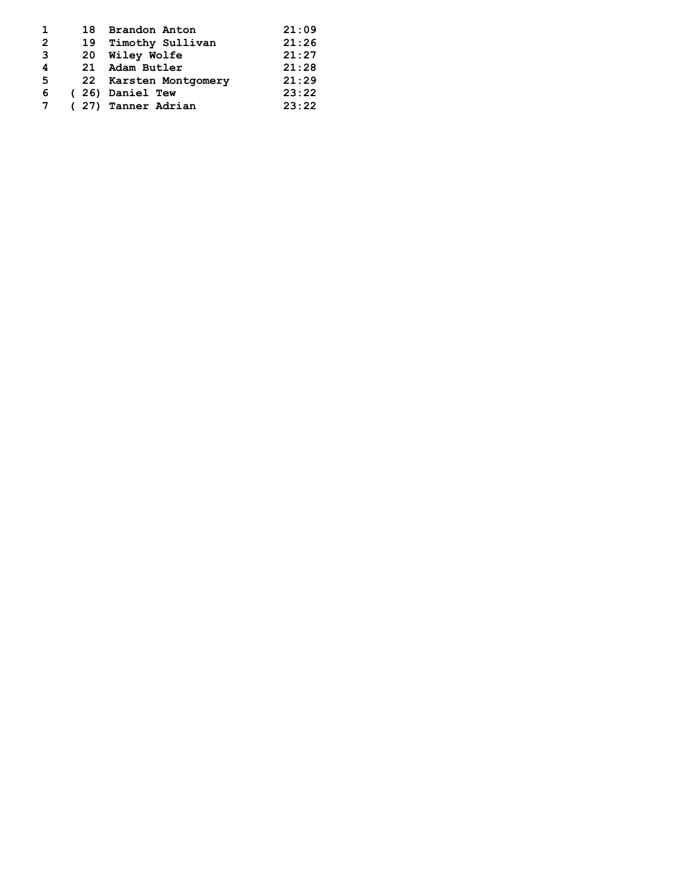| | | | |
|---|---|---|---|
| 1 | 18 | Brandon Anton | 21:09 |
| 2 | 19 | Timothy Sullivan | 21:26 |
| 3 | 20 | Wiley Wolfe | 21:27 |
| 4 | 21 | Adam Butler | 21:28 |
| 5 | 22 | Karsten Montgomery | 21:29 |
| 6 | ( 26) | Daniel Tew | 23:22 |
| 7 | ( 27) | Tanner Adrian | 23:22 |